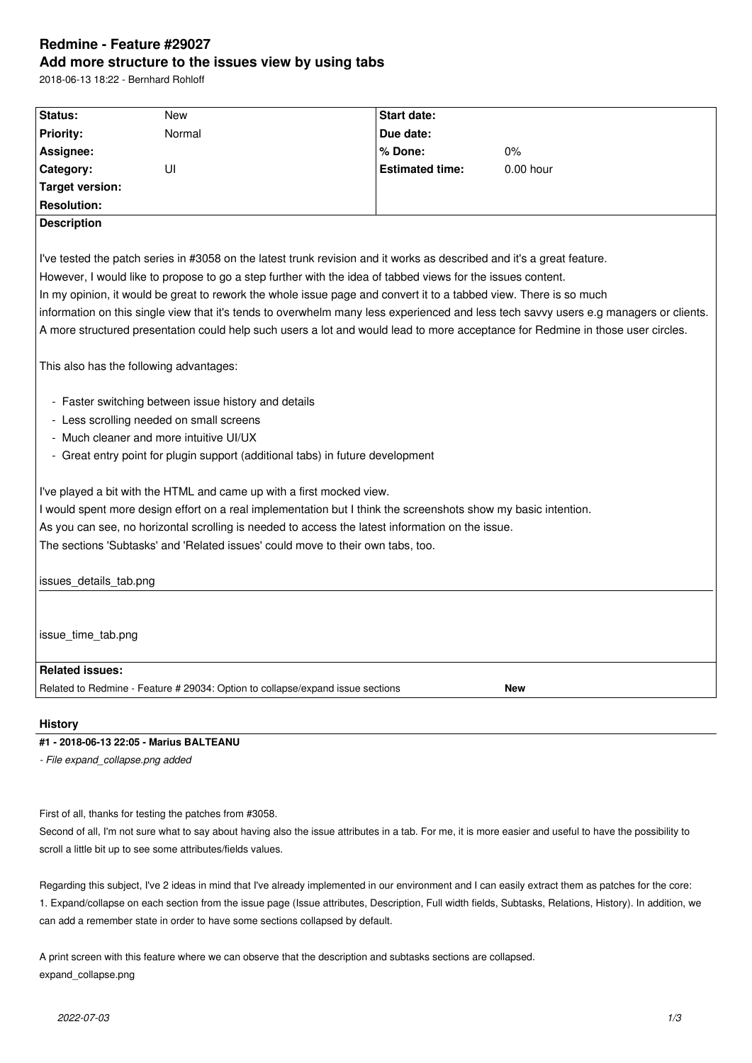# Redmine - Feature #29027

## Add more structure to the issues view by using tabs

2018-06-13 18:22 - Bernhard Rohloff

| Status: | New | Start date: | |
|---|---|---|---|
| Priority: | Normal | Due date: | |
| Assignee: | | % Done: | 0% |
| Category: | UI | Estimated time: | 0.00 hour |
| Target version: | | | |
| Resolution: | | | |

**Description**

I've tested the patch series in #3058 on the latest trunk revision and it works as described and it's a great feature.
However, I would like to propose to go a step further with the idea of tabbed views for the issues content.
In my opinion, it would be great to rework the whole issue page and convert it to a tabbed view. There is so much information on this single view that it's tends to overwhelm many less experienced and less tech savvy users e.g managers or clients.
A more structured presentation could help such users a lot and would lead to more acceptance for Redmine in those user circles.

This also has the following advantages:

- Faster switching between issue history and details
- Less scrolling needed on small screens
- Much cleaner and more intuitive UI/UX
- Great entry point for plugin support (additional tabs) in future development

I've played a bit with the HTML and came up with a first mocked view.
I would spent more design effort on a real implementation but I think the screenshots show my basic intention.
As you can see, no horizontal scrolling is needed to access the latest information on the issue.
The sections 'Subtasks' and 'Related issues' could move to their own tabs, too.

issues_details_tab.png

issue_time_tab.png

**Related issues:**

Related to Redmine - Feature # 29034: Option to collapse/expand issue sections — **New**

### History

#### #1 - 2018-06-13 22:05 - Marius BALTEANU

*- File expand_collapse.png added*

First of all, thanks for testing the patches from #3058.
Second of all, I'm not sure what to say about having also the issue attributes in a tab. For me, it is more easier and useful to have the possibility to scroll a little bit up to see some attributes/fields values.

Regarding this subject, I've 2 ideas in mind that I've already implemented in our environment and I can easily extract them as patches for the core:
1. Expand/collapse on each section from the issue page (Issue attributes, Description, Full width fields, Subtasks, Relations, History). In addition, we can add a remember state in order to have some sections collapsed by default.

A print screen with this feature where we can observe that the description and subtasks sections are collapsed.
expand_collapse.png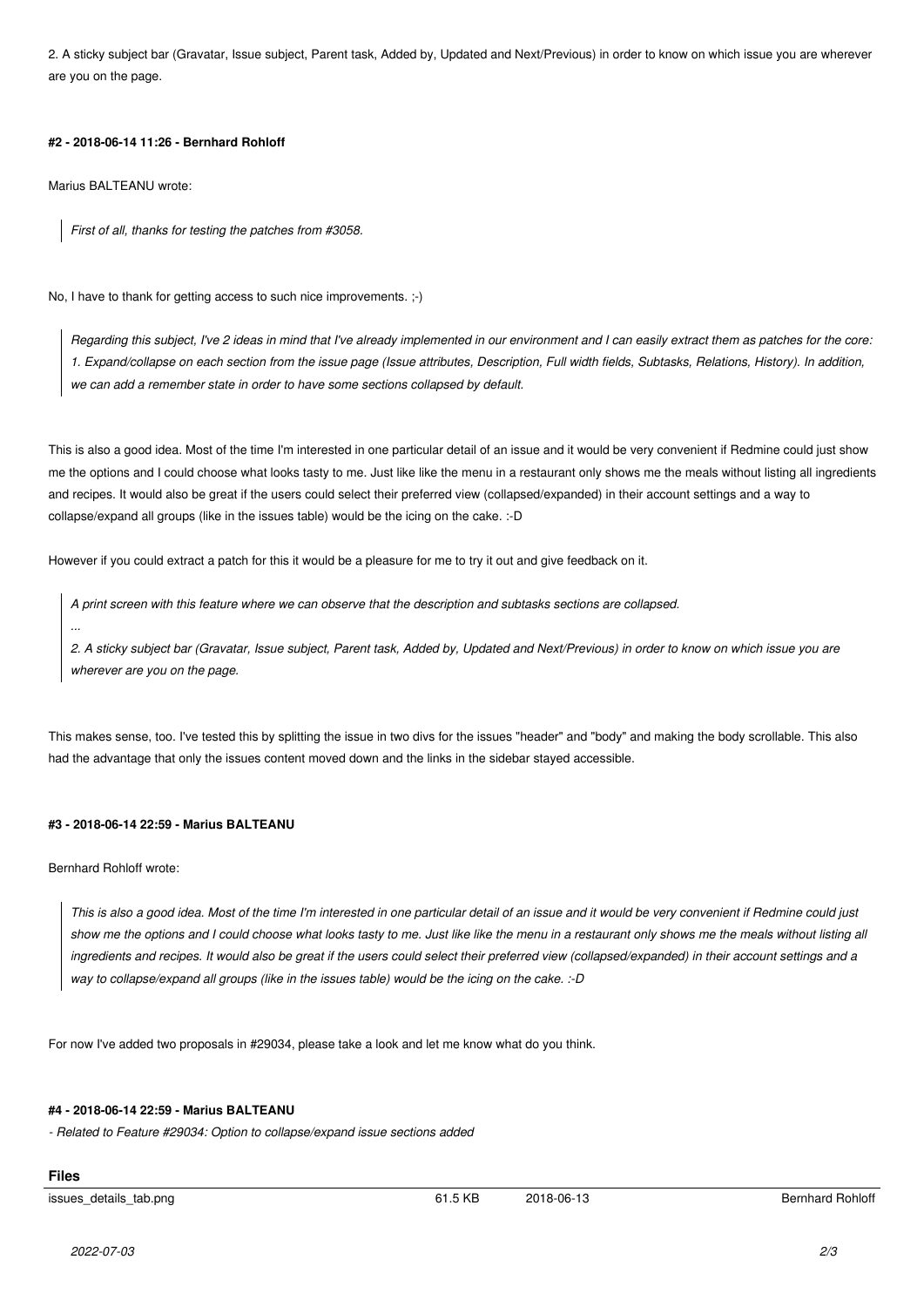2. A sticky subject bar (Gravatar, Issue subject, Parent task, Added by, Updated and Next/Previous) in order to know on which issue you are wherever are you on the page.

#### #2 - 2018-06-14 11:26 - Bernhard Rohloff

Marius BALTEANU wrote:

> *First of all, thanks for testing the patches from #3058.*

No, I have to thank for getting access to such nice improvements. ;-)

> *Regarding this subject, I've 2 ideas in mind that I've already implemented in our environment and I can easily extract them as patches for the core:*
> *1. Expand/collapse on each section from the issue page (Issue attributes, Description, Full width fields, Subtasks, Relations, History). In addition, we can add a remember state in order to have some sections collapsed by default.*

This is also a good idea. Most of the time I'm interested in one particular detail of an issue and it would be very convenient if Redmine could just show me the options and I could choose what looks tasty to me. Just like like the menu in a restaurant only shows me the meals without listing all ingredients and recipes. It would also be great if the users could select their preferred view (collapsed/expanded) in their account settings and a way to collapse/expand all groups (like in the issues table) would be the icing on the cake. :-D

However if you could extract a patch for this it would be a pleasure for me to try it out and give feedback on it.

> *A print screen with this feature where we can observe that the description and subtasks sections are collapsed.*
>
> *...*
>
> *2. A sticky subject bar (Gravatar, Issue subject, Parent task, Added by, Updated and Next/Previous) in order to know on which issue you are wherever are you on the page.*

This makes sense, too. I've tested this by splitting the issue in two divs for the issues "header" and "body" and making the body scrollable. This also had the advantage that only the issues content moved down and the links in the sidebar stayed accessible.

#### #3 - 2018-06-14 22:59 - Marius BALTEANU

Bernhard Rohloff wrote:

> *This is also a good idea. Most of the time I'm interested in one particular detail of an issue and it would be very convenient if Redmine could just show me the options and I could choose what looks tasty to me. Just like like the menu in a restaurant only shows me the meals without listing all ingredients and recipes. It would also be great if the users could select their preferred view (collapsed/expanded) in their account settings and a way to collapse/expand all groups (like in the issues table) would be the icing on the cake. :-D*

For now I've added two proposals in #29034, please take a look and let me know what do you think.

#### #4 - 2018-06-14 22:59 - Marius BALTEANU

*- Related to Feature #29034: Option to collapse/expand issue sections added*

### Files

| | | | |
|---|---|---|---|
| issues_details_tab.png | 61.5 KB | 2018-06-13 | Bernhard Rohloff |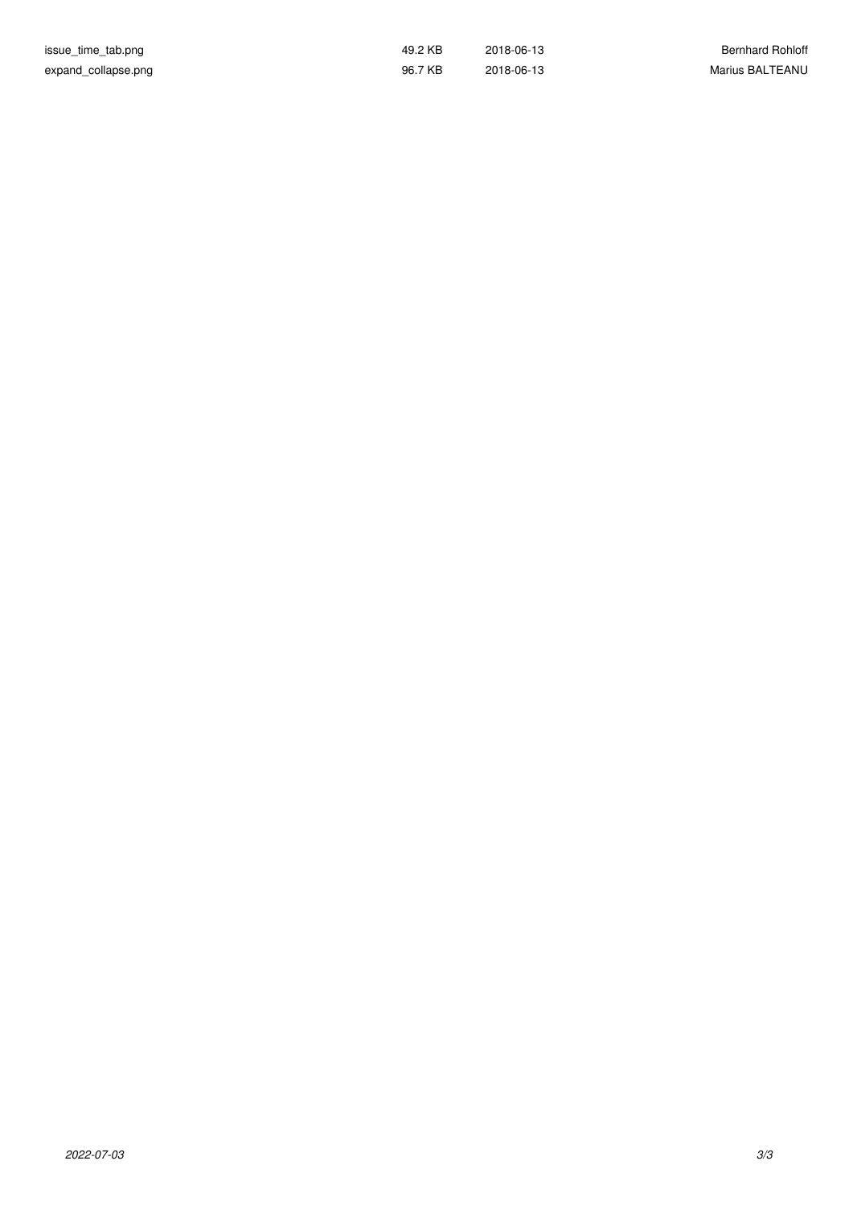| | | | |
|---|---|---|---|
| issue_time_tab.png | 49.2 KB | 2018-06-13 | Bernhard Rohloff |
| expand_collapse.png | 96.7 KB | 2018-06-13 | Marius BALTEANU |